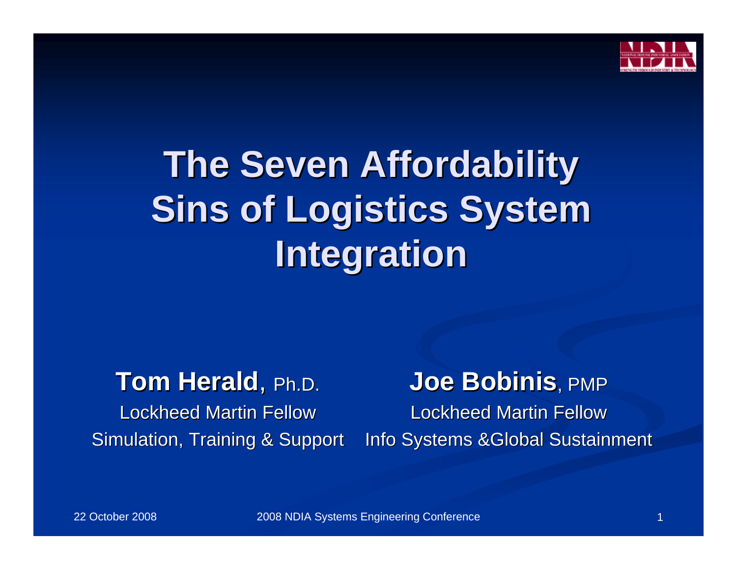# The Seven Affordability Sins of Logistics System Integration

**Tom Herald**, Ph.D.
Lockheed Martin Fellow
Simulation, Training & Support

**Joe Bobinis**, PMP
Lockheed Martin Fellow
Info Systems &Global Sustainment

22 October 2008

2008 NDIA Systems Engineering Conference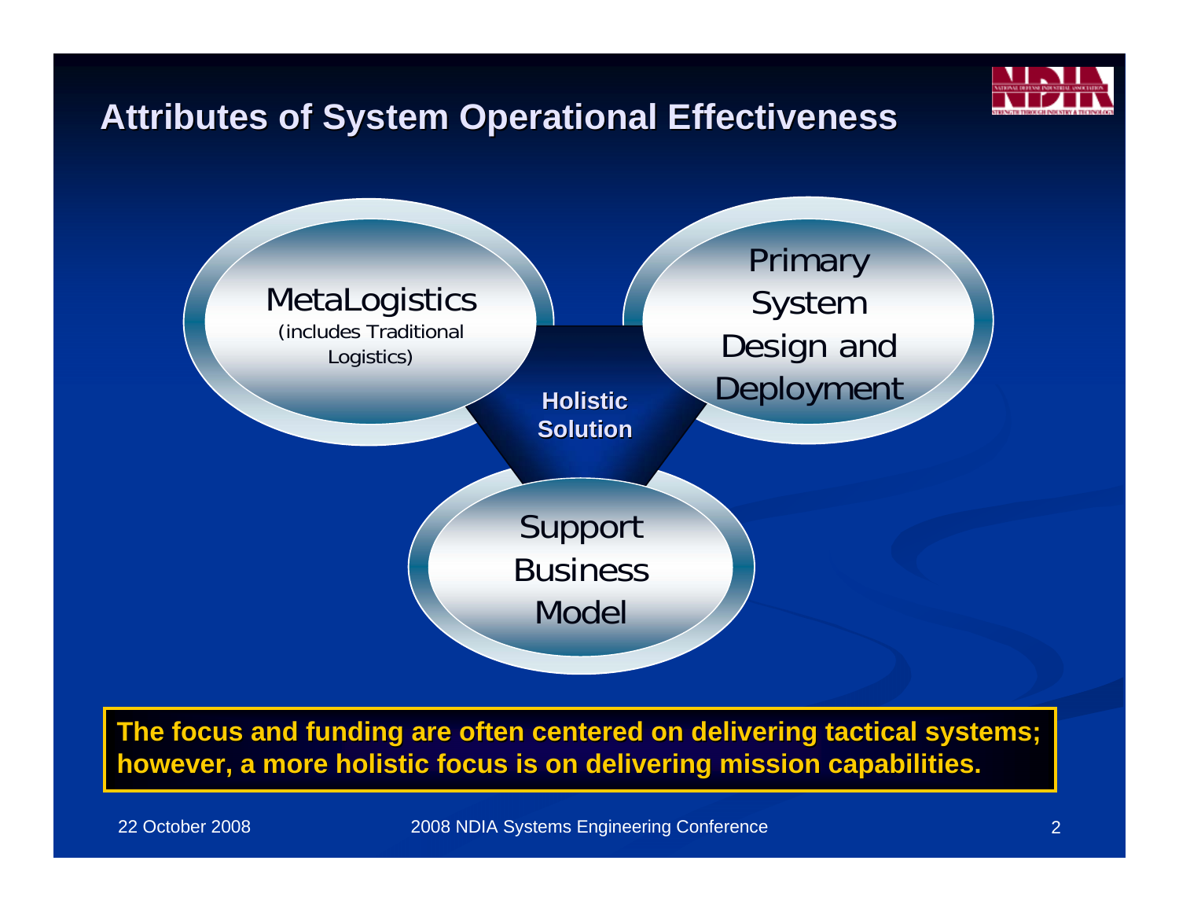# Attributes of System Operational Effectiveness

MetaLogistics
(includes Traditional Logistics)

Primary System Design and Deployment

**Holistic Solution**

Support Business Model

**The focus and funding are often centered on delivering tactical systems; however, a more holistic focus is on delivering mission capabilities.**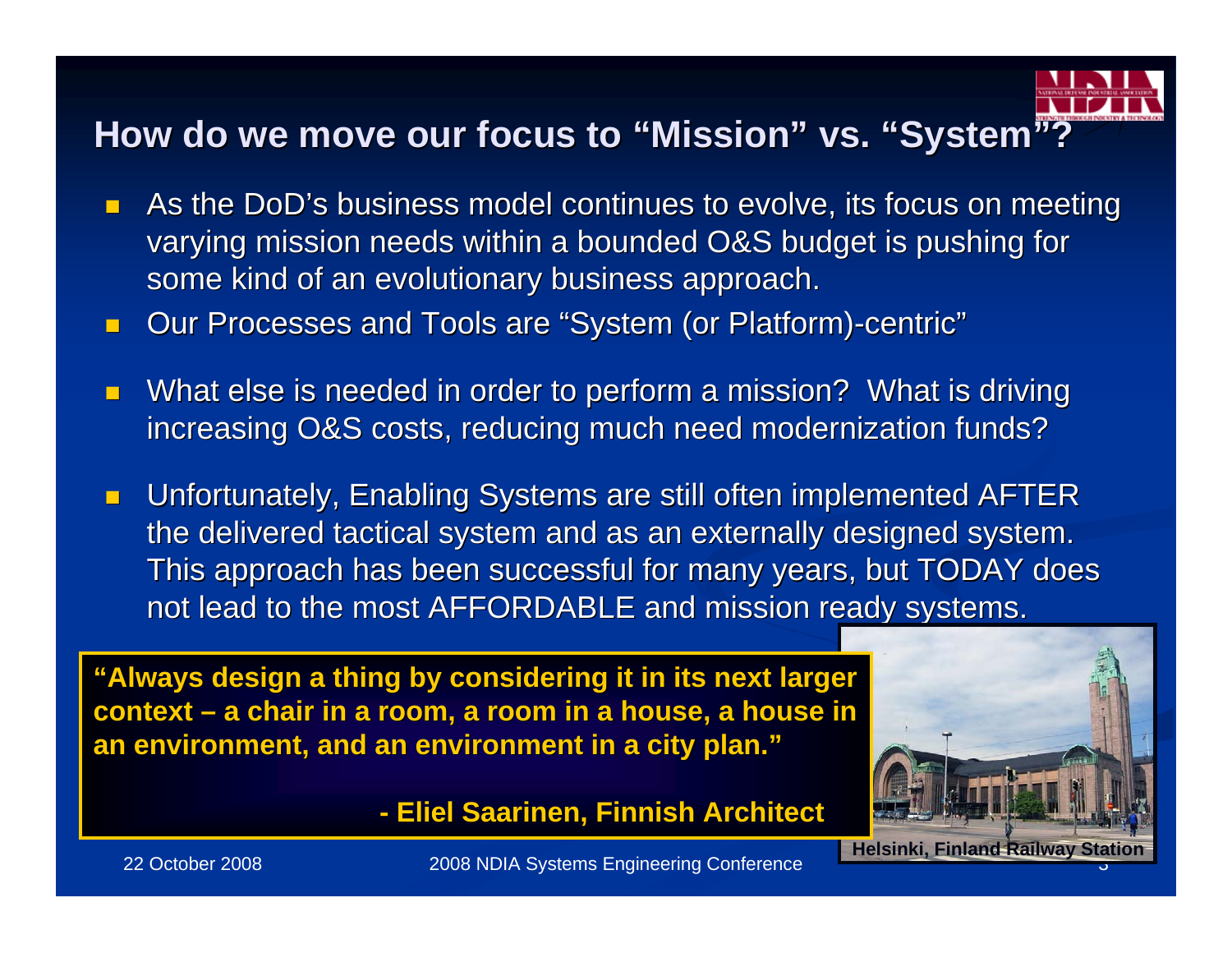## How do we move our focus to "Mission" vs. "System"?

- As the DoD's business model continues to evolve, its focus on meeting varying mission needs within a bounded O&S budget is pushing for some kind of an evolutionary business approach.
- Our Processes and Tools are "System (or Platform)-centric"
- What else is needed in order to perform a mission? What is driving increasing O&S costs, reducing much need modernization funds?
- Unfortunately, Enabling Systems are still often implemented AFTER the delivered tactical system and as an externally designed system. This approach has been successful for many years, but TODAY does not lead to the most AFFORDABLE and mission ready systems.

**"Always design a thing by considering it in its next larger context – a chair in a room, a room in a house, a house in an environment, and an environment in a city plan."**

**- Eliel Saarinen, Finnish Architect**

**Helsinki, Finland Railway Station**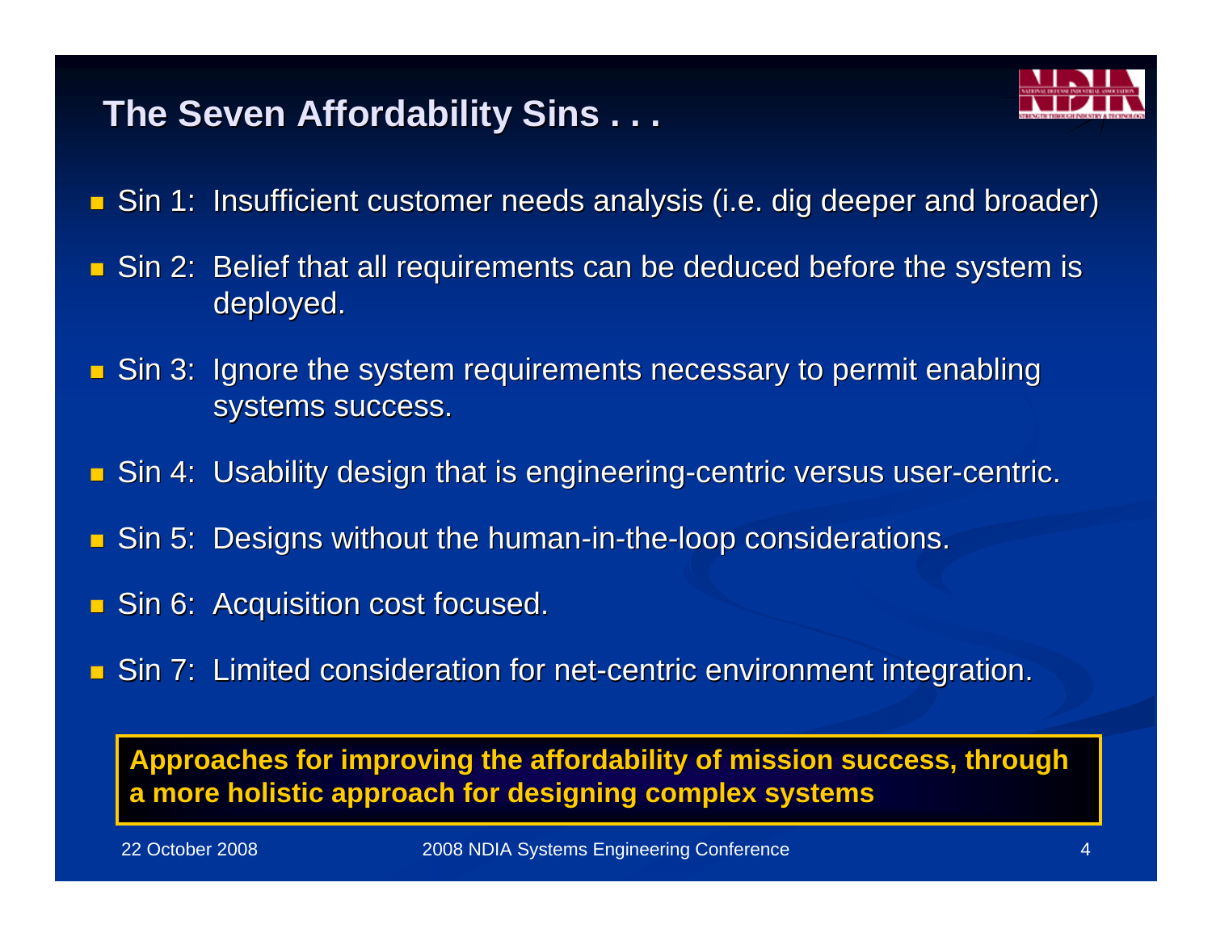# The Seven Affordability Sins . . .

- Sin 1: Insufficient customer needs analysis (i.e. dig deeper and broader)
- Sin 2: Belief that all requirements can be deduced before the system is deployed.
- Sin 3: Ignore the system requirements necessary to permit enabling systems success.
- Sin 4: Usability design that is engineering-centric versus user-centric.
- Sin 5: Designs without the human-in-the-loop considerations.
- Sin 6: Acquisition cost focused.
- Sin 7: Limited consideration for net-centric environment integration.

**Approaches for improving the affordability of mission success, through a more holistic approach for designing complex systems**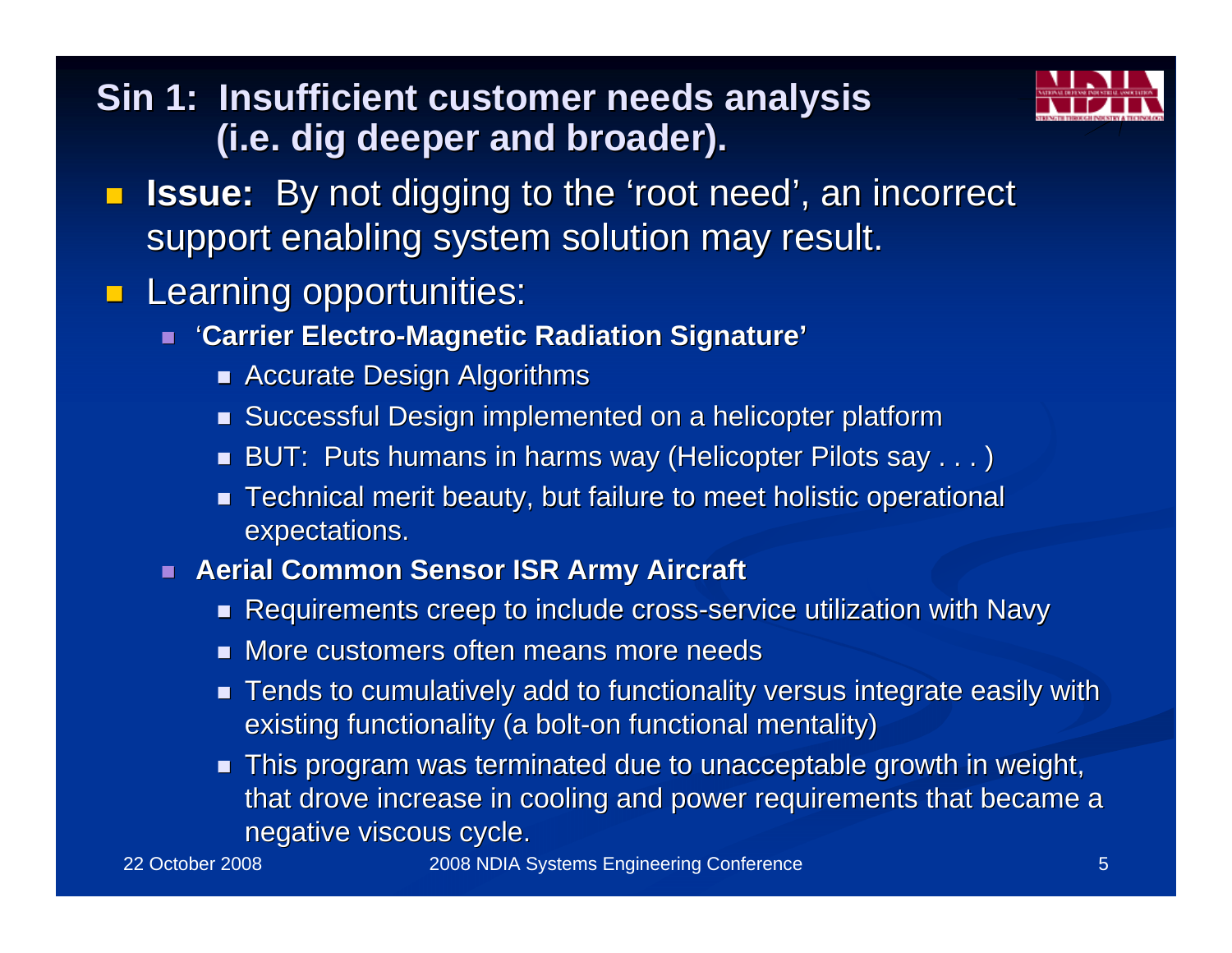# Sin 1: Insufficient customer needs analysis (i.e. dig deeper and broader).

- **Issue:** By not digging to the 'root need', an incorrect support enabling system solution may result.
- Learning opportunities:
  - '**Carrier Electro-Magnetic Radiation Signature'**
    - Accurate Design Algorithms
    - Successful Design implemented on a helicopter platform
    - BUT: Puts humans in harms way (Helicopter Pilots say . . . )
    - Technical merit beauty, but failure to meet holistic operational expectations.
  - **Aerial Common Sensor ISR Army Aircraft**
    - Requirements creep to include cross-service utilization with Navy
    - More customers often means more needs
    - Tends to cumulatively add to functionality versus integrate easily with existing functionality (a bolt-on functional mentality)
    - This program was terminated due to unacceptable growth in weight, that drove increase in cooling and power requirements that became a negative viscous cycle.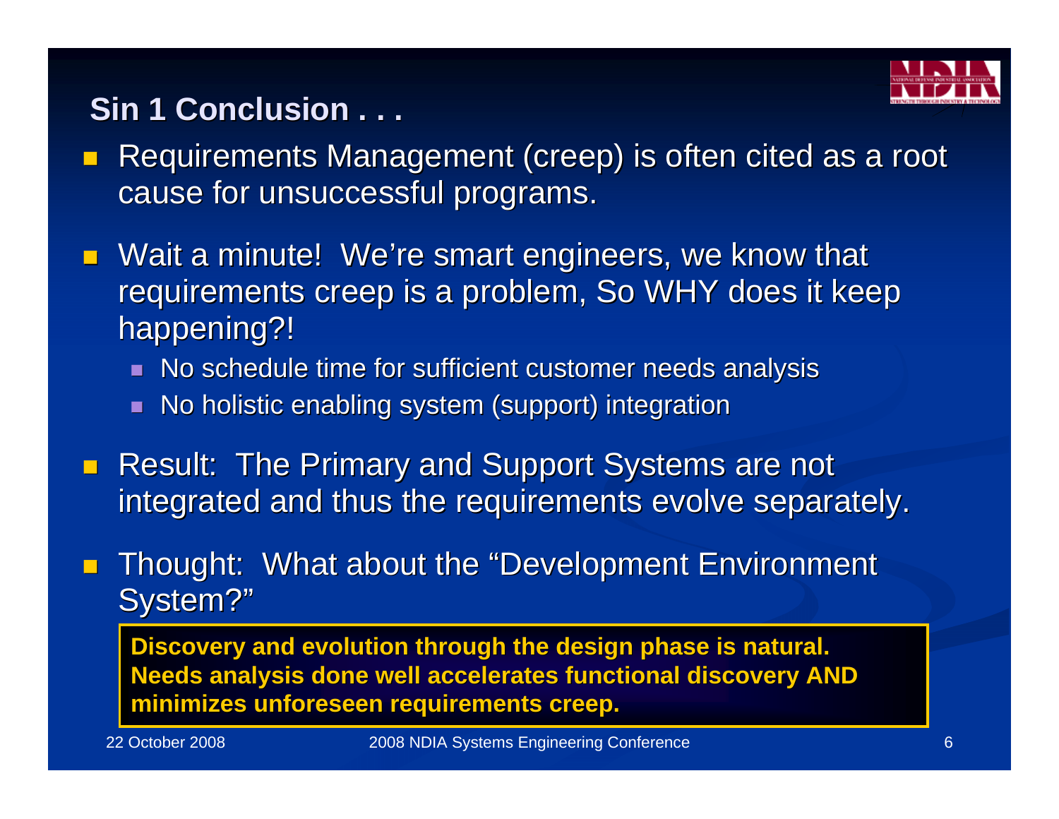## Sin 1 Conclusion . . .

- Requirements Management (creep) is often cited as a root cause for unsuccessful programs.
- Wait a minute! We're smart engineers, we know that requirements creep is a problem, So WHY does it keep happening?!
  - No schedule time for sufficient customer needs analysis
  - No holistic enabling system (support) integration
- Result: The Primary and Support Systems are not integrated and thus the requirements evolve separately.
- Thought: What about the "Development Environment System?"

**Discovery and evolution through the design phase is natural. Needs analysis done well accelerates functional discovery AND minimizes unforeseen requirements creep.**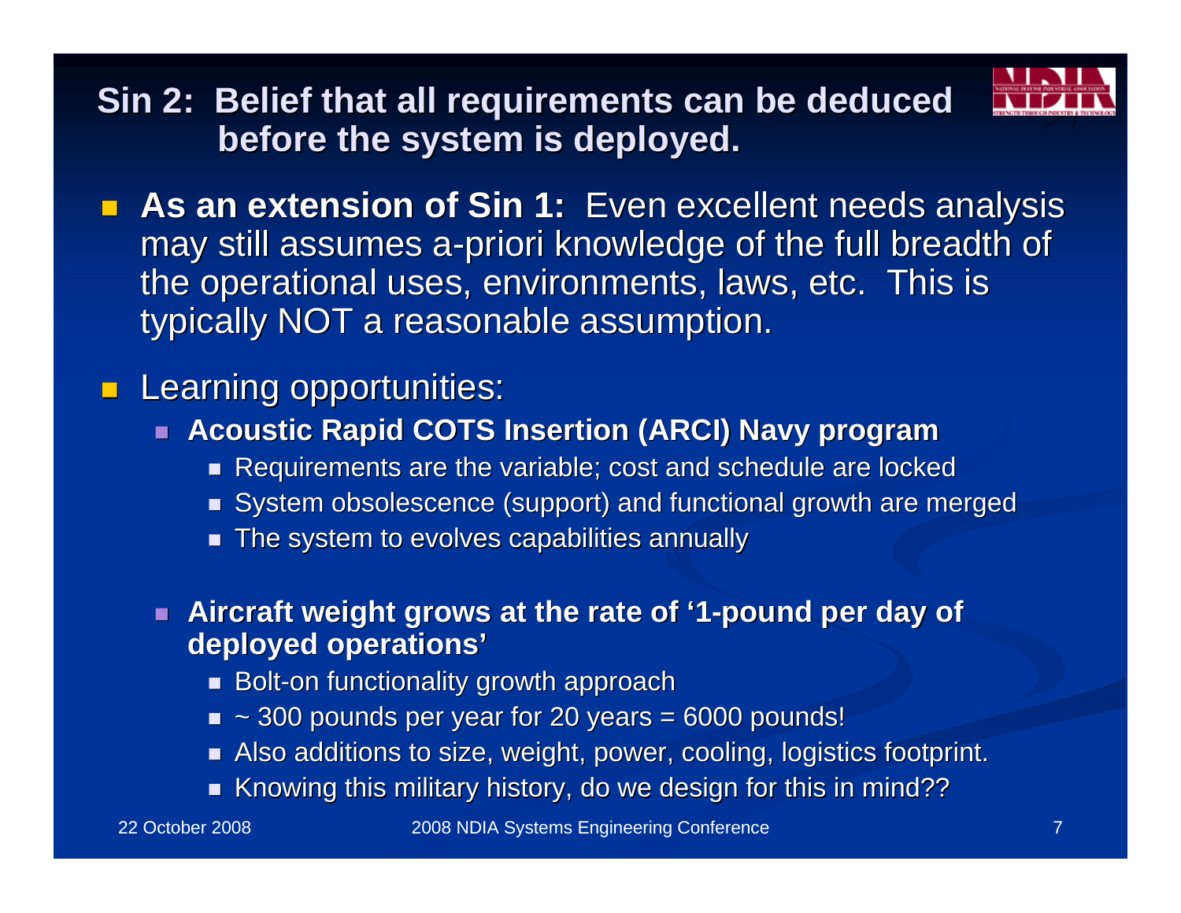# Sin 2: Belief that all requirements can be deduced before the system is deployed.

- **As an extension of Sin 1:** Even excellent needs analysis may still assumes a-priori knowledge of the full breadth of the operational uses, environments, laws, etc. This is typically NOT a reasonable assumption.
- Learning opportunities:
  - **Acoustic Rapid COTS Insertion (ARCI) Navy program**
    - Requirements are the variable; cost and schedule are locked
    - System obsolescence (support) and functional growth are merged
    - The system to evolves capabilities annually
  - **Aircraft weight grows at the rate of '1-pound per day of deployed operations'**
    - Bolt-on functionality growth approach
    - ~ 300 pounds per year for 20 years = 6000 pounds!
    - Also additions to size, weight, power, cooling, logistics footprint.
    - Knowing this military history, do we design for this in mind??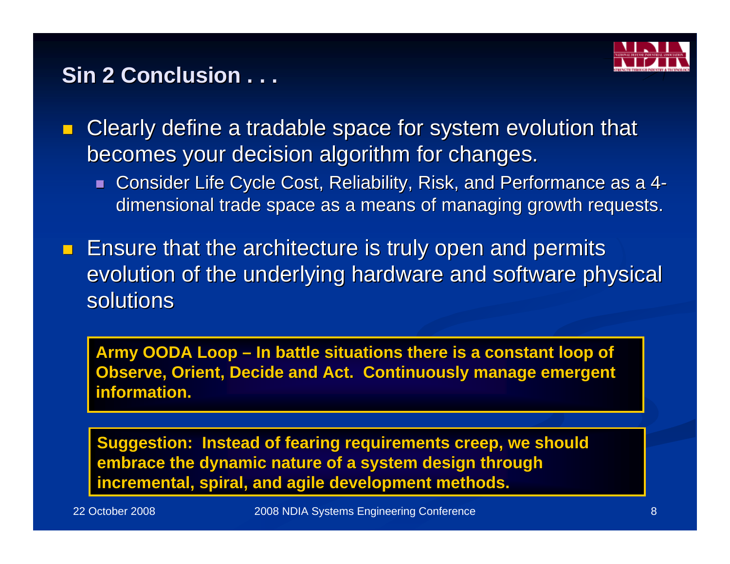## Sin 2 Conclusion . . .

- Clearly define a tradable space for system evolution that becomes your decision algorithm for changes.
  - Consider Life Cycle Cost, Reliability, Risk, and Performance as a 4-dimensional trade space as a means of managing growth requests.
- Ensure that the architecture is truly open and permits evolution of the underlying hardware and software physical solutions

**Army OODA Loop – In battle situations there is a constant loop of Observe, Orient, Decide and Act. Continuously manage emergent information.**

**Suggestion: Instead of fearing requirements creep, we should embrace the dynamic nature of a system design through incremental, spiral, and agile development methods.**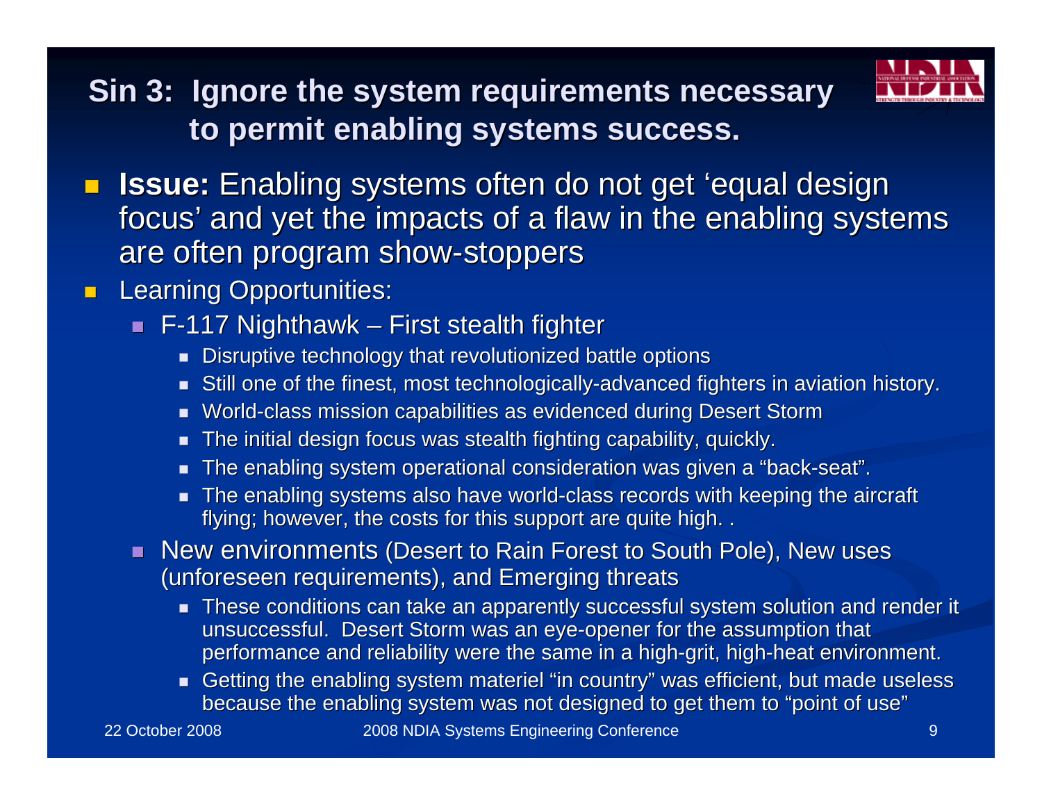## Sin 3: Ignore the system requirements necessary to permit enabling systems success.

- **Issue:** Enabling systems often do not get 'equal design focus' and yet the impacts of a flaw in the enabling systems are often program show-stoppers
- Learning Opportunities:
  - F-117 Nighthawk – First stealth fighter
    - Disruptive technology that revolutionized battle options
    - Still one of the finest, most technologically-advanced fighters in aviation history.
    - World-class mission capabilities as evidenced during Desert Storm
    - The initial design focus was stealth fighting capability, quickly.
    - The enabling system operational consideration was given a "back-seat".
    - The enabling systems also have world-class records with keeping the aircraft flying; however, the costs for this support are quite high. .
  - New environments (Desert to Rain Forest to South Pole), New uses (unforeseen requirements), and Emerging threats
    - These conditions can take an apparently successful system solution and render it unsuccessful. Desert Storm was an eye-opener for the assumption that performance and reliability were the same in a high-grit, high-heat environment.
    - Getting the enabling system materiel "in country" was efficient, but made useless because the enabling system was not designed to get them to "point of use"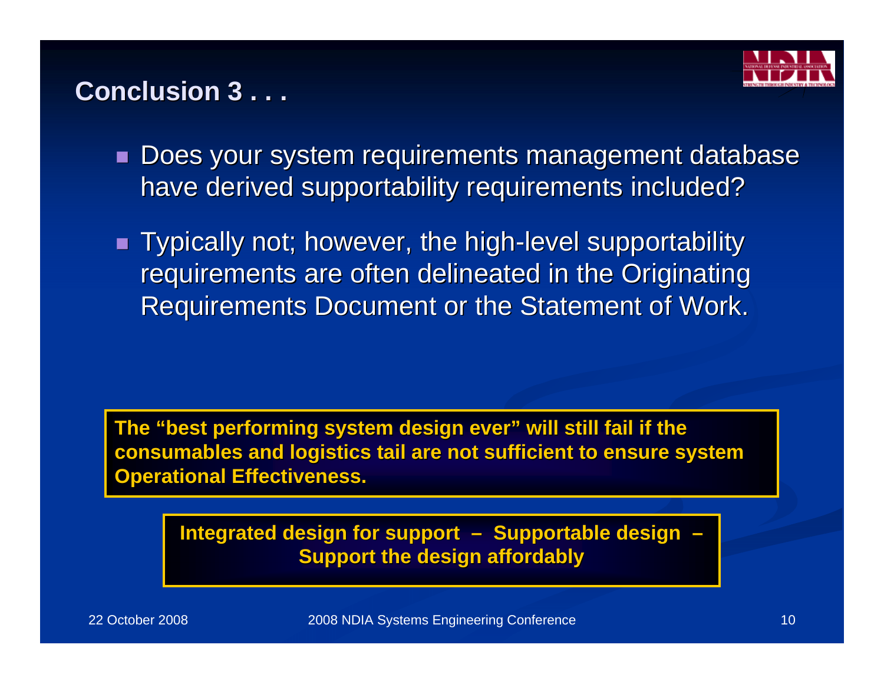## Conclusion 3 . . .

- Does your system requirements management database have derived supportability requirements included?
- Typically not; however, the high-level supportability requirements are often delineated in the Originating Requirements Document or the Statement of Work.

**The "best performing system design ever" will still fail if the consumables and logistics tail are not sufficient to ensure system Operational Effectiveness.**

**Integrated design for support – Supportable design – Support the design affordably**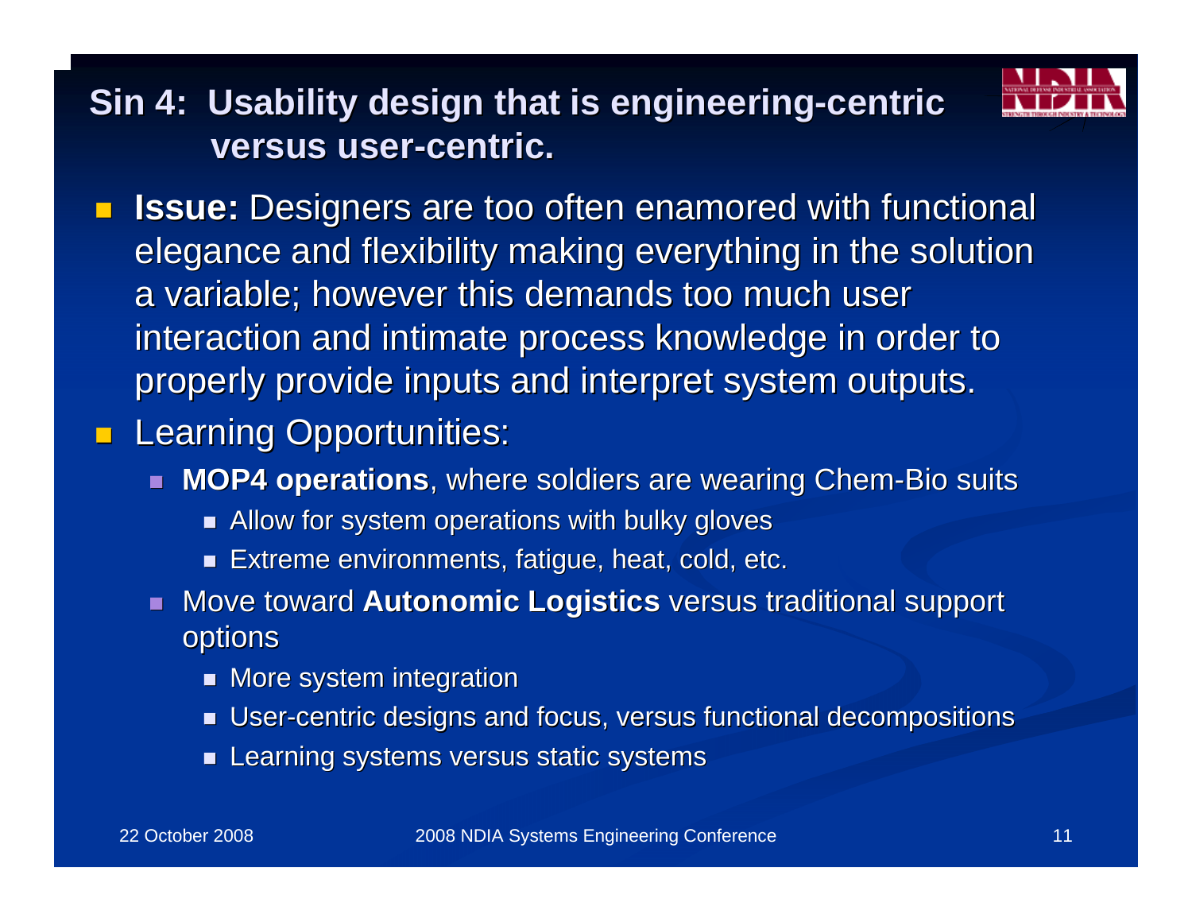## Sin 4: Usability design that is engineering-centric versus user-centric.

- **Issue:** Designers are too often enamored with functional elegance and flexibility making everything in the solution a variable; however this demands too much user interaction and intimate process knowledge in order to properly provide inputs and interpret system outputs.
- Learning Opportunities:
  - **MOP4 operations**, where soldiers are wearing Chem-Bio suits
    - Allow for system operations with bulky gloves
    - Extreme environments, fatigue, heat, cold, etc.
  - Move toward **Autonomic Logistics** versus traditional support options
    - More system integration
    - User-centric designs and focus, versus functional decompositions
    - Learning systems versus static systems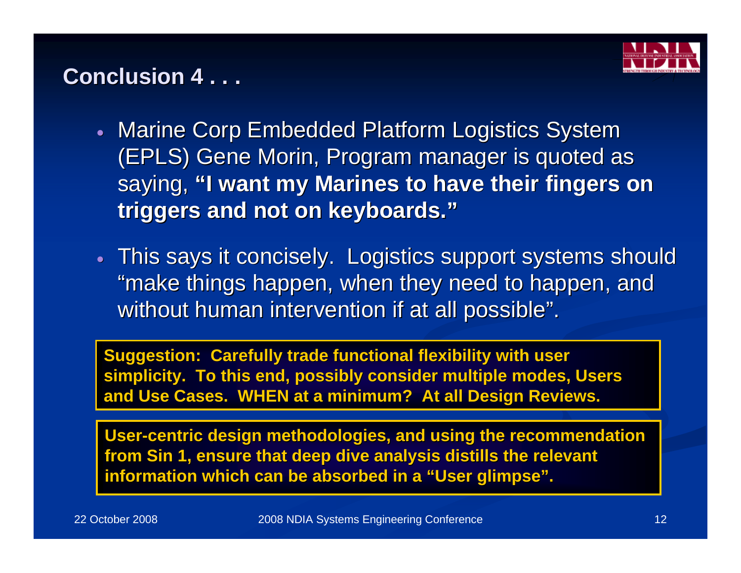## Conclusion 4 . . .

- Marine Corp Embedded Platform Logistics System (EPLS) Gene Morin, Program manager is quoted as saying, **"I want my Marines to have their fingers on triggers and not on keyboards."**
- This says it concisely. Logistics support systems should "make things happen, when they need to happen, and without human intervention if at all possible".

**Suggestion: Carefully trade functional flexibility with user simplicity. To this end, possibly consider multiple modes, Users and Use Cases. WHEN at a minimum? At all Design Reviews.**

**User-centric design methodologies, and using the recommendation from Sin 1, ensure that deep dive analysis distills the relevant information which can be absorbed in a "User glimpse".**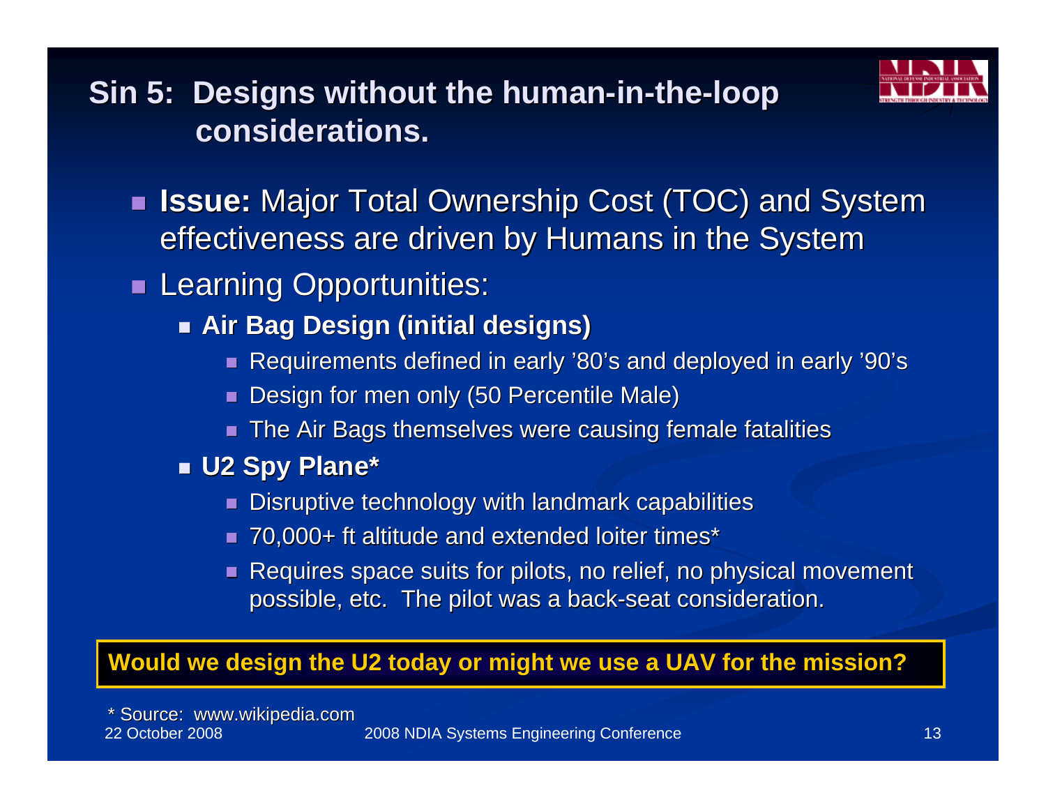# Sin 5: Designs without the human-in-the-loop considerations.

- **Issue:** Major Total Ownership Cost (TOC) and System effectiveness are driven by Humans in the System
- Learning Opportunities:
  - **Air Bag Design (initial designs)**
    - Requirements defined in early '80's and deployed in early '90's
    - Design for men only (50 Percentile Male)
    - The Air Bags themselves were causing female fatalities
  - **U2 Spy Plane***
    - Disruptive technology with landmark capabilities
    - 70,000+ ft altitude and extended loiter times*
    - Requires space suits for pilots, no relief, no physical movement possible, etc. The pilot was a back-seat consideration.

**Would we design the U2 today or might we use a UAV for the mission?**

\* Source: www.wikipedia.com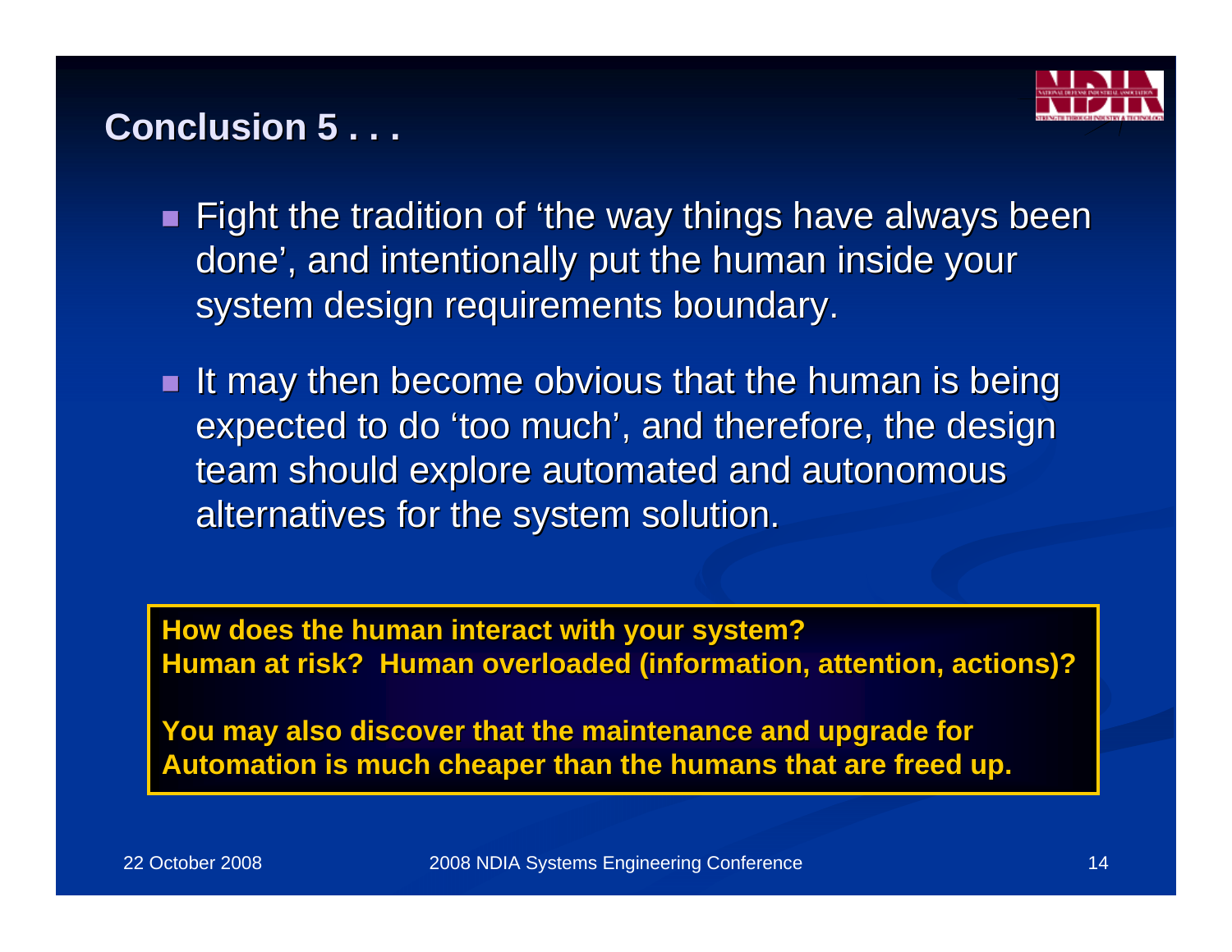## Conclusion 5 . . .

- Fight the tradition of ‘the way things have always been done’, and intentionally put the human inside your system design requirements boundary.
- It may then become obvious that the human is being expected to do ‘too much’, and therefore, the design team should explore automated and autonomous alternatives for the system solution.

**How does the human interact with your system?**
**Human at risk? Human overloaded (information, attention, actions)?**

**You may also discover that the maintenance and upgrade for Automation is much cheaper than the humans that are freed up.**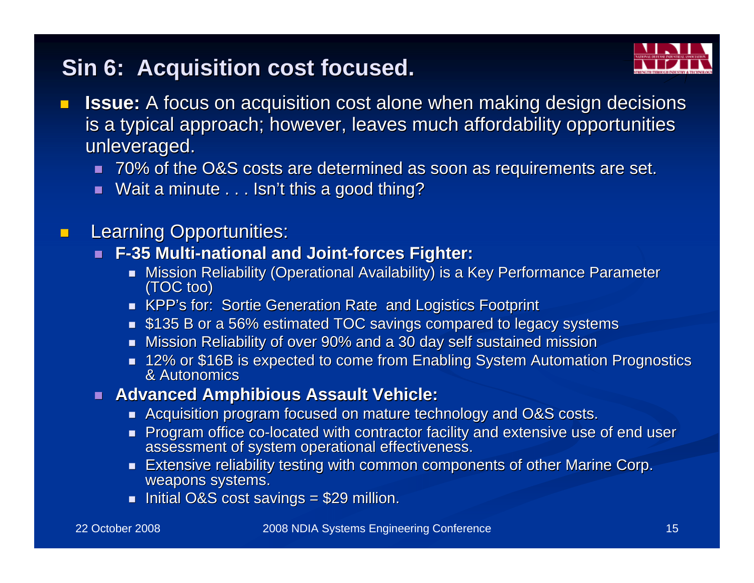# Sin 6: Acquisition cost focused.

- **Issue:** A focus on acquisition cost alone when making design decisions is a typical approach; however, leaves much affordability opportunities unleveraged.
  - 70% of the O&S costs are determined as soon as requirements are set.
  - Wait a minute . . . Isn't this a good thing?

- Learning Opportunities:
  - **F-35 Multi-national and Joint-forces Fighter:**
    - Mission Reliability (Operational Availability) is a Key Performance Parameter (TOC too)
    - KPP's for: Sortie Generation Rate and Logistics Footprint
    - $135 B or a 56% estimated TOC savings compared to legacy systems
    - Mission Reliability of over 90% and a 30 day self sustained mission
    - 12% or $16B is expected to come from Enabling System Automation Prognostics & Autonomics
  - **Advanced Amphibious Assault Vehicle:**
    - Acquisition program focused on mature technology and O&S costs.
    - Program office co-located with contractor facility and extensive use of end user assessment of system operational effectiveness.
    - Extensive reliability testing with common components of other Marine Corp. weapons systems.
    - Initial O&S cost savings = $29 million.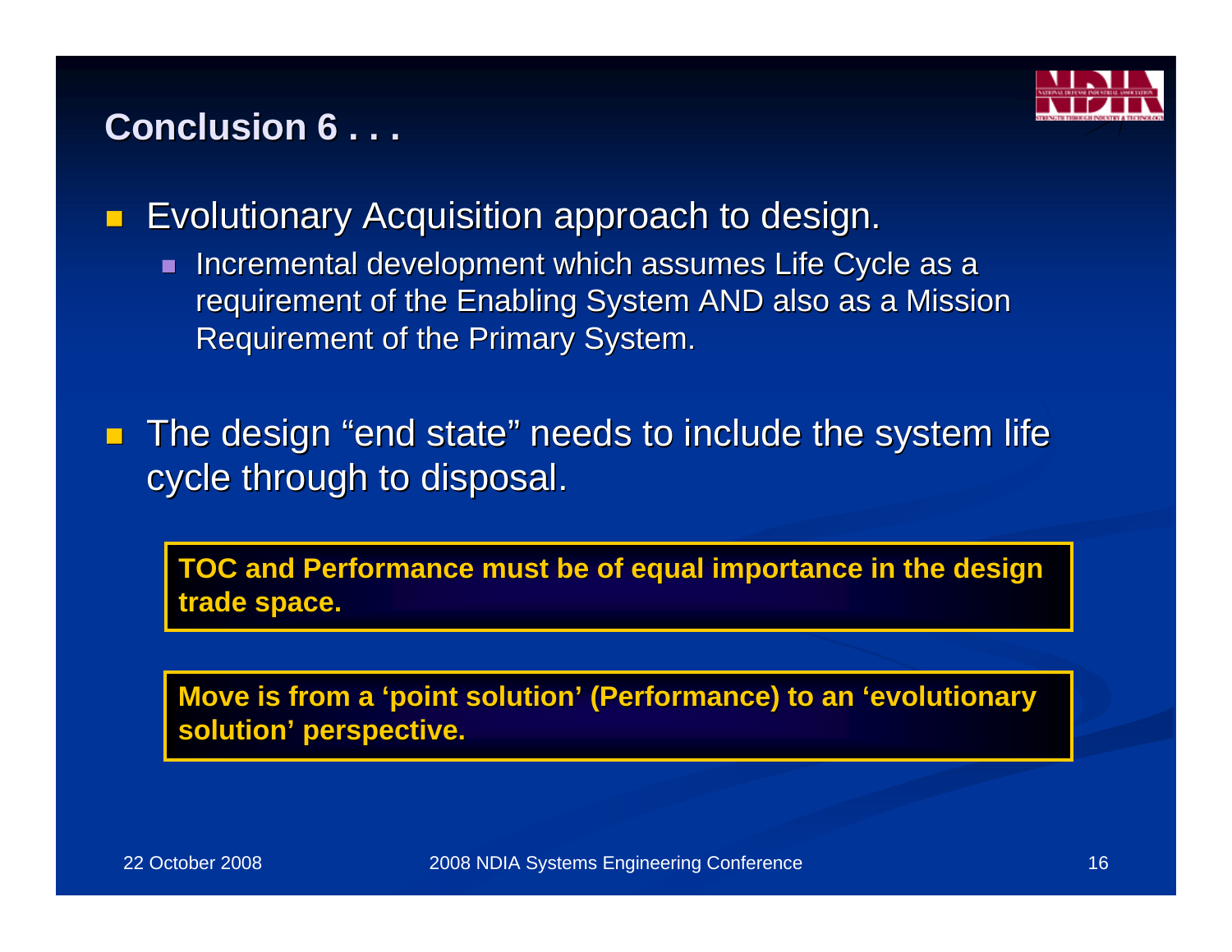# Conclusion 6 . . .

- Evolutionary Acquisition approach to design.
  - Incremental development which assumes Life Cycle as a requirement of the Enabling System AND also as a Mission Requirement of the Primary System.
- The design "end state" needs to include the system life cycle through to disposal.

**TOC and Performance must be of equal importance in the design trade space.**

**Move is from a 'point solution' (Performance) to an 'evolutionary solution' perspective.**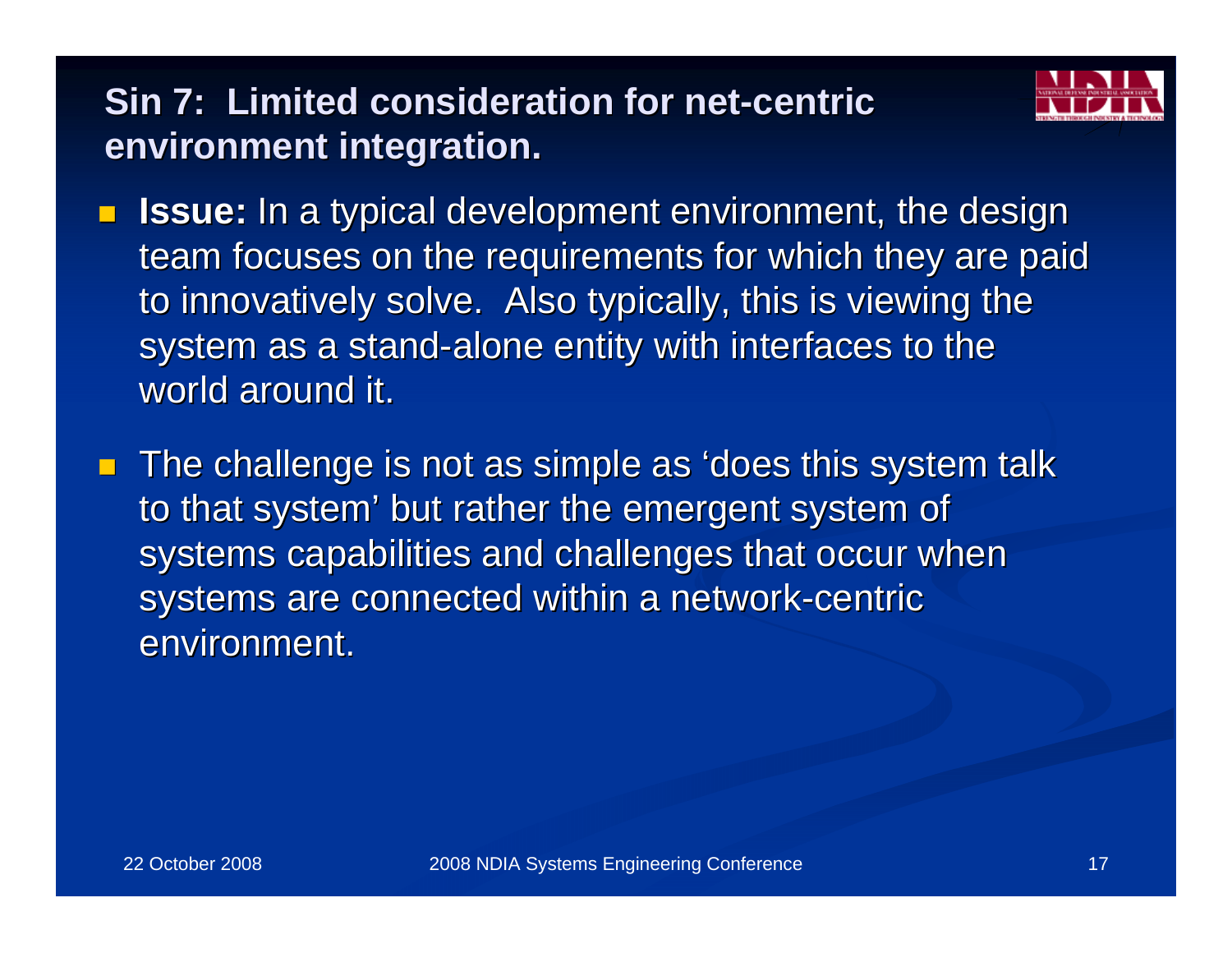## Sin 7: Limited consideration for net-centric environment integration.

- **Issue:** In a typical development environment, the design team focuses on the requirements for which they are paid to innovatively solve. Also typically, this is viewing the system as a stand-alone entity with interfaces to the world around it.
- The challenge is not as simple as 'does this system talk to that system' but rather the emergent system of systems capabilities and challenges that occur when systems are connected within a network-centric environment.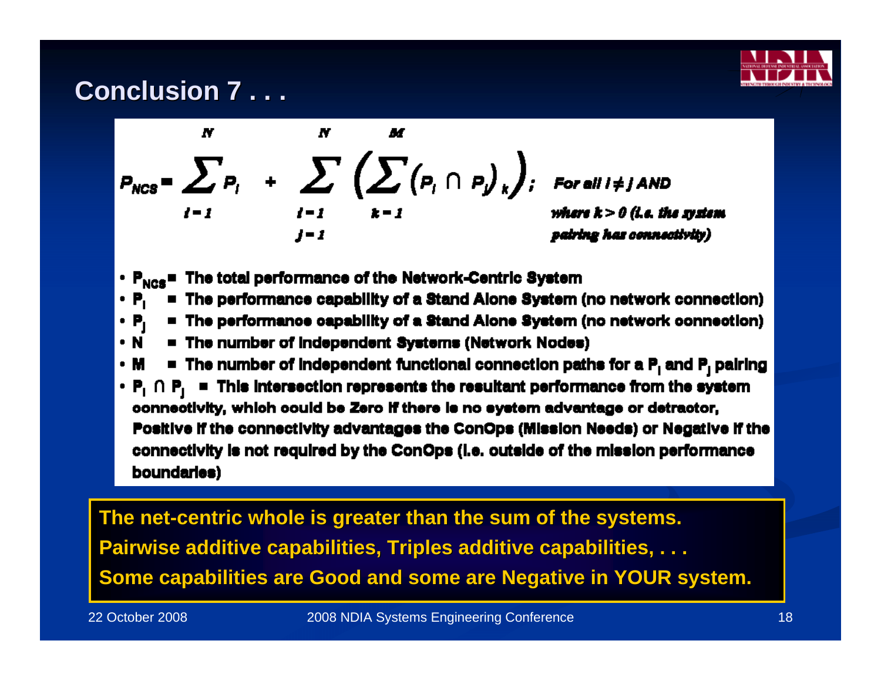# Conclusion 7 . . .

$$P_{NCS} = \sum_{i=1}^{N} P_i + \sum_{\substack{i=1 \\ j=1}}^{N} \left( \sum_{k=1}^{M} (P_i \cap P_j)_k \right);$$

*For all $i \neq j$ AND where $k > 0$ (i.e. the system pairing has connectivity)*

- $P_{NCS}$ = The total performance of the Network-Centric System
- $P_i$ = The performance capability of a Stand Alone System (no network connection)
- $P_j$ = The performance capability of a Stand Alone System (no network connection)
- N = The number of independent Systems (Network Nodes)
- M = The number of independent functional connection paths for a $P_i$ and $P_j$ pairing
- $P_i \cap P_j$ = This intersection represents the resultant performance from the system connectivity, which could be Zero if there is no system advantage or detractor, Positive if the connectivity advantages the ConOps (Mission Needs) or Negative if the connectivity is not required by the ConOps (i.e. outside of the mission performance boundaries)

**The net-centric whole is greater than the sum of the systems.**
**Pairwise additive capabilities, Triples additive capabilities, . . .**
**Some capabilities are Good and some are Negative in YOUR system.**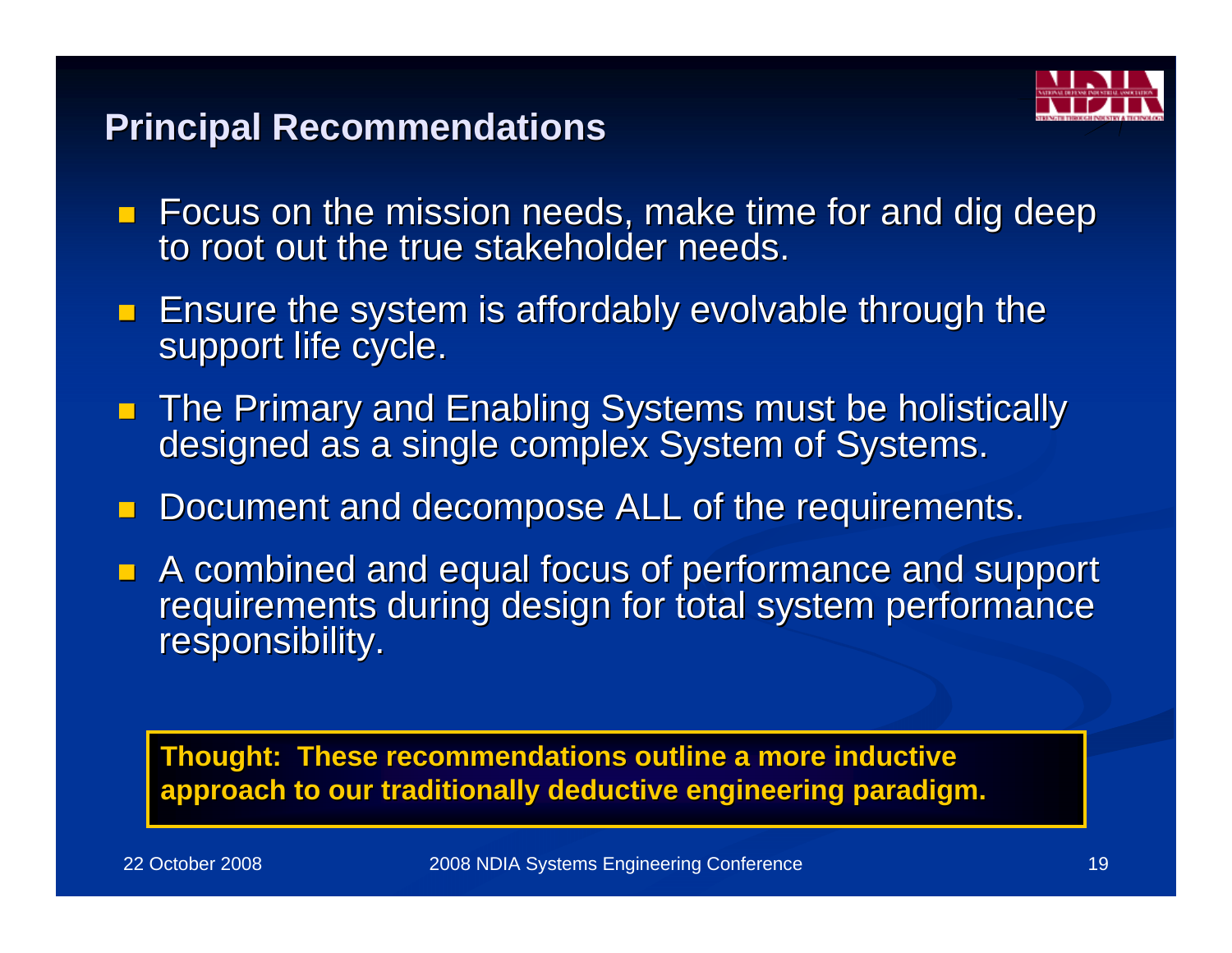## Principal Recommendations

- Focus on the mission needs, make time for and dig deep to root out the true stakeholder needs.
- Ensure the system is affordably evolvable through the support life cycle.
- The Primary and Enabling Systems must be holistically designed as a single complex System of Systems.
- Document and decompose ALL of the requirements.
- A combined and equal focus of performance and support requirements during design for total system performance responsibility.

**Thought: These recommendations outline a more inductive approach to our traditionally deductive engineering paradigm.**